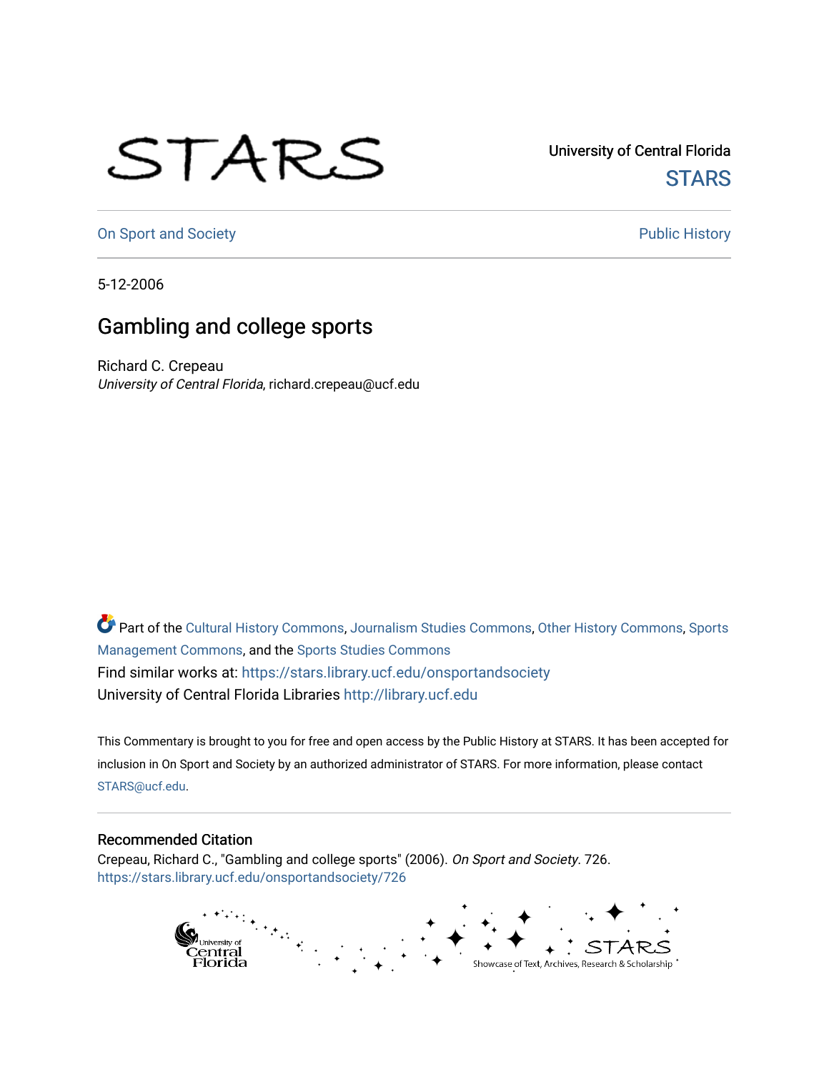University of Central Florida

STARS

On Sport and Society | Public History

5-12-2006

# Gambling and college sports

Richard C. Crepeau
*University of Central Florida*, richard.crepeau@ucf.edu

Part of the Cultural History Commons, Journalism Studies Commons, Other History Commons, Sports Management Commons, and the Sports Studies Commons
Find similar works at: https://stars.library.ucf.edu/onsportandsociety
University of Central Florida Libraries http://library.ucf.edu

This Commentary is brought to you for free and open access by the Public History at STARS. It has been accepted for inclusion in On Sport and Society by an authorized administrator of STARS. For more information, please contact STARS@ucf.edu.

## Recommended Citation

Crepeau, Richard C., "Gambling and college sports" (2006). *On Sport and Society*. 726.
https://stars.library.ucf.edu/onsportandsociety/726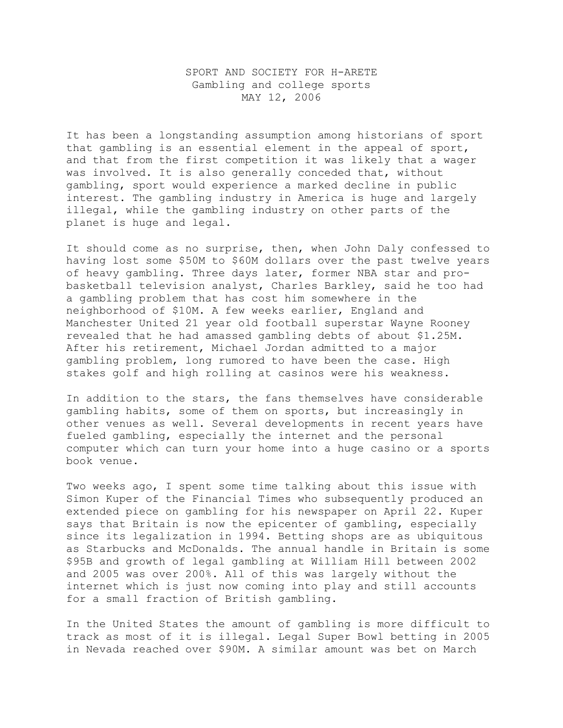SPORT AND SOCIETY FOR H-ARETE
Gambling and college sports
MAY 12, 2006

It has been a longstanding assumption among historians of sport that gambling is an essential element in the appeal of sport, and that from the first competition it was likely that a wager was involved. It is also generally conceded that, without gambling, sport would experience a marked decline in public interest. The gambling industry in America is huge and largely illegal, while the gambling industry on other parts of the planet is huge and legal.

It should come as no surprise, then, when John Daly confessed to having lost some $50M to $60M dollars over the past twelve years of heavy gambling. Three days later, former NBA star and pro-basketball television analyst, Charles Barkley, said he too had a gambling problem that has cost him somewhere in the neighborhood of $10M. A few weeks earlier, England and Manchester United 21 year old football superstar Wayne Rooney revealed that he had amassed gambling debts of about $1.25M. After his retirement, Michael Jordan admitted to a major gambling problem, long rumored to have been the case. High stakes golf and high rolling at casinos were his weakness.

In addition to the stars, the fans themselves have considerable gambling habits, some of them on sports, but increasingly in other venues as well. Several developments in recent years have fueled gambling, especially the internet and the personal computer which can turn your home into a huge casino or a sports book venue.

Two weeks ago, I spent some time talking about this issue with Simon Kuper of the Financial Times who subsequently produced an extended piece on gambling for his newspaper on April 22. Kuper says that Britain is now the epicenter of gambling, especially since its legalization in 1994. Betting shops are as ubiquitous as Starbucks and McDonalds. The annual handle in Britain is some $95B and growth of legal gambling at William Hill between 2002 and 2005 was over 200%. All of this was largely without the internet which is just now coming into play and still accounts for a small fraction of British gambling.

In the United States the amount of gambling is more difficult to track as most of it is illegal. Legal Super Bowl betting in 2005 in Nevada reached over $90M. A similar amount was bet on March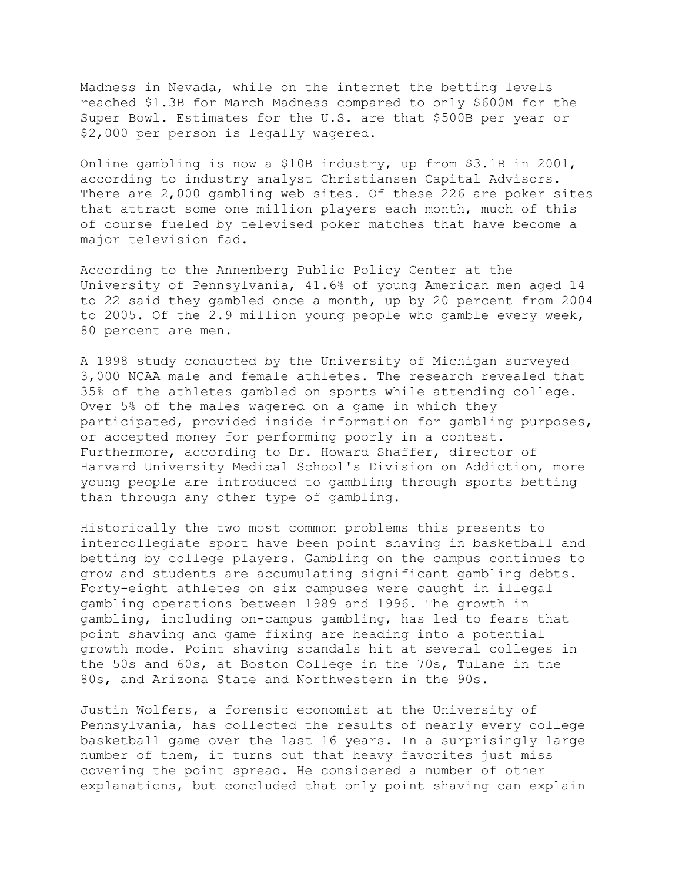Madness in Nevada, while on the internet the betting levels reached $1.3B for March Madness compared to only $600M for the Super Bowl. Estimates for the U.S. are that $500B per year or $2,000 per person is legally wagered.

Online gambling is now a $10B industry, up from $3.1B in 2001, according to industry analyst Christiansen Capital Advisors. There are 2,000 gambling web sites. Of these 226 are poker sites that attract some one million players each month, much of this of course fueled by televised poker matches that have become a major television fad.

According to the Annenberg Public Policy Center at the University of Pennsylvania, 41.6% of young American men aged 14 to 22 said they gambled once a month, up by 20 percent from 2004 to 2005. Of the 2.9 million young people who gamble every week, 80 percent are men.

A 1998 study conducted by the University of Michigan surveyed 3,000 NCAA male and female athletes. The research revealed that 35% of the athletes gambled on sports while attending college. Over 5% of the males wagered on a game in which they participated, provided inside information for gambling purposes, or accepted money for performing poorly in a contest. Furthermore, according to Dr. Howard Shaffer, director of Harvard University Medical School's Division on Addiction, more young people are introduced to gambling through sports betting than through any other type of gambling.

Historically the two most common problems this presents to intercollegiate sport have been point shaving in basketball and betting by college players. Gambling on the campus continues to grow and students are accumulating significant gambling debts. Forty-eight athletes on six campuses were caught in illegal gambling operations between 1989 and 1996. The growth in gambling, including on-campus gambling, has led to fears that point shaving and game fixing are heading into a potential growth mode. Point shaving scandals hit at several colleges in the 50s and 60s, at Boston College in the 70s, Tulane in the 80s, and Arizona State and Northwestern in the 90s.

Justin Wolfers, a forensic economist at the University of Pennsylvania, has collected the results of nearly every college basketball game over the last 16 years. In a surprisingly large number of them, it turns out that heavy favorites just miss covering the point spread. He considered a number of other explanations, but concluded that only point shaving can explain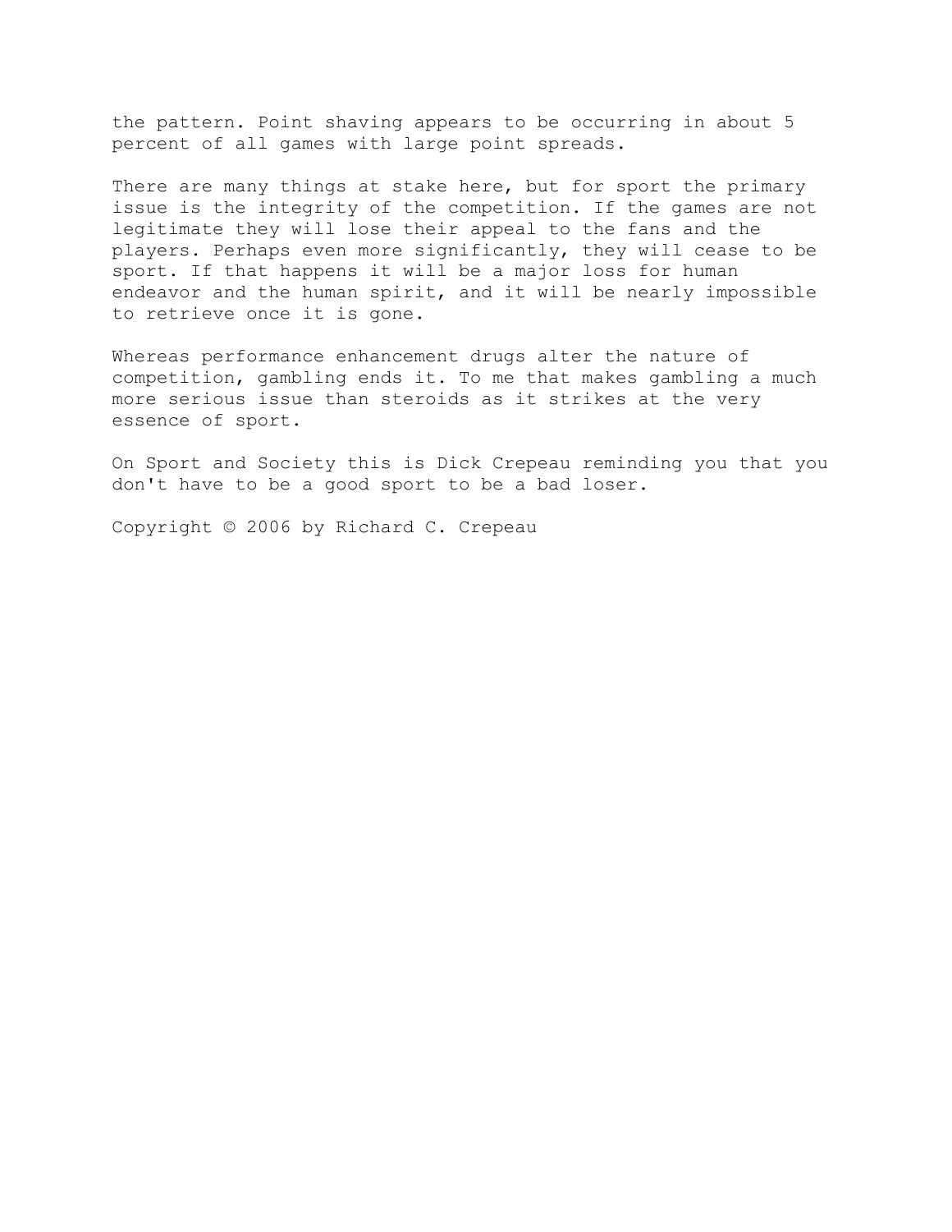the pattern. Point shaving appears to be occurring in about 5 percent of all games with large point spreads.

There are many things at stake here, but for sport the primary issue is the integrity of the competition. If the games are not legitimate they will lose their appeal to the fans and the players. Perhaps even more significantly, they will cease to be sport. If that happens it will be a major loss for human endeavor and the human spirit, and it will be nearly impossible to retrieve once it is gone.

Whereas performance enhancement drugs alter the nature of competition, gambling ends it. To me that makes gambling a much more serious issue than steroids as it strikes at the very essence of sport.

On Sport and Society this is Dick Crepeau reminding you that you don't have to be a good sport to be a bad loser.

Copyright © 2006 by Richard C. Crepeau